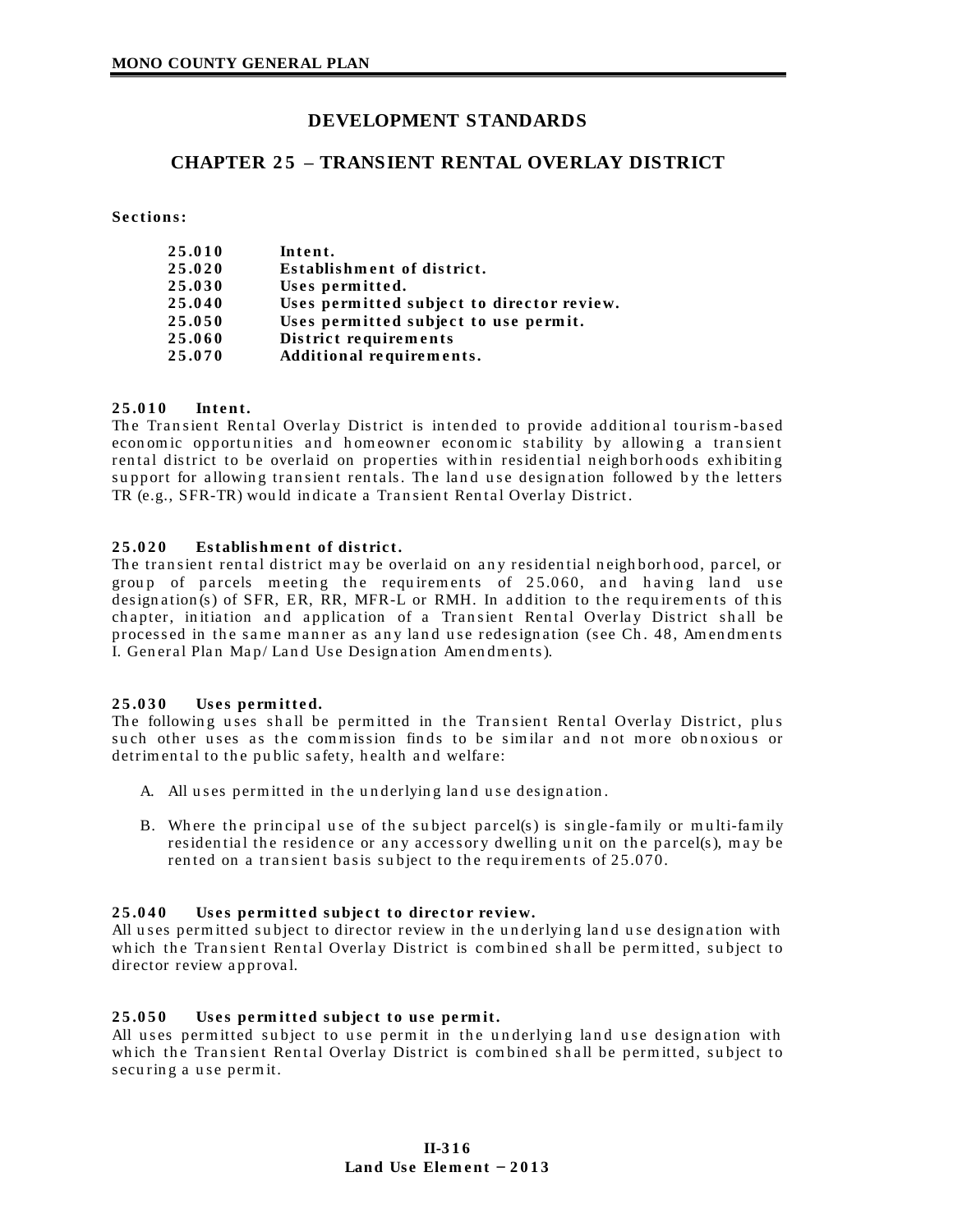# DEVELOPMENT STANDARDS

## CHAPTER 25 – TRANSIENT RENTAL OVERLAY DISTRICT

**Sections:**

| | |
|---|---|
| **25.010** | **Intent.** |
| **25.020** | **Establishment of district.** |
| **25.030** | **Uses permitted.** |
| **25.040** | **Uses permitted subject to director review.** |
| **25.050** | **Uses permitted subject to use permit.** |
| **25.060** | **District requirements** |
| **25.070** | **Additional requirements.** |

### 25.010 Intent.

The Transient Rental Overlay District is intended to provide additional tourism-based economic opportunities and homeowner economic stability by allowing a transient rental district to be overlaid on properties within residential neighborhoods exhibiting support for allowing transient rentals. The land use designation followed by the letters TR (e.g., SFR-TR) would indicate a Transient Rental Overlay District.

### 25.020 Establishment of district.

The transient rental district may be overlaid on any residential neighborhood, parcel, or group of parcels meeting the requirements of 25.060, and having land use designation(s) of SFR, ER, RR, MFR-L or RMH. In addition to the requirements of this chapter, initiation and application of a Transient Rental Overlay District shall be processed in the same manner as any land use redesignation (see Ch. 48, Amendments I. General Plan Map/ Land Use Designation Amendments).

### 25.030 Uses permitted.

The following uses shall be permitted in the Transient Rental Overlay District, plus such other uses as the commission finds to be similar and not more obnoxious or detrimental to the public safety, health and welfare:

A. All uses permitted in the underlying land use designation.

B. Where the principal use of the subject parcel(s) is single-family or multi-family residential the residence or any accessory dwelling unit on the parcel(s), may be rented on a transient basis subject to the requirements of 25.070.

### 25.040 Uses permitted subject to director review.

All uses permitted subject to director review in the underlying land use designation with which the Transient Rental Overlay District is combined shall be permitted, subject to director review approval.

### 25.050 Uses permitted subject to use permit.

All uses permitted subject to use permit in the underlying land use designation with which the Transient Rental Overlay District is combined shall be permitted, subject to securing a use permit.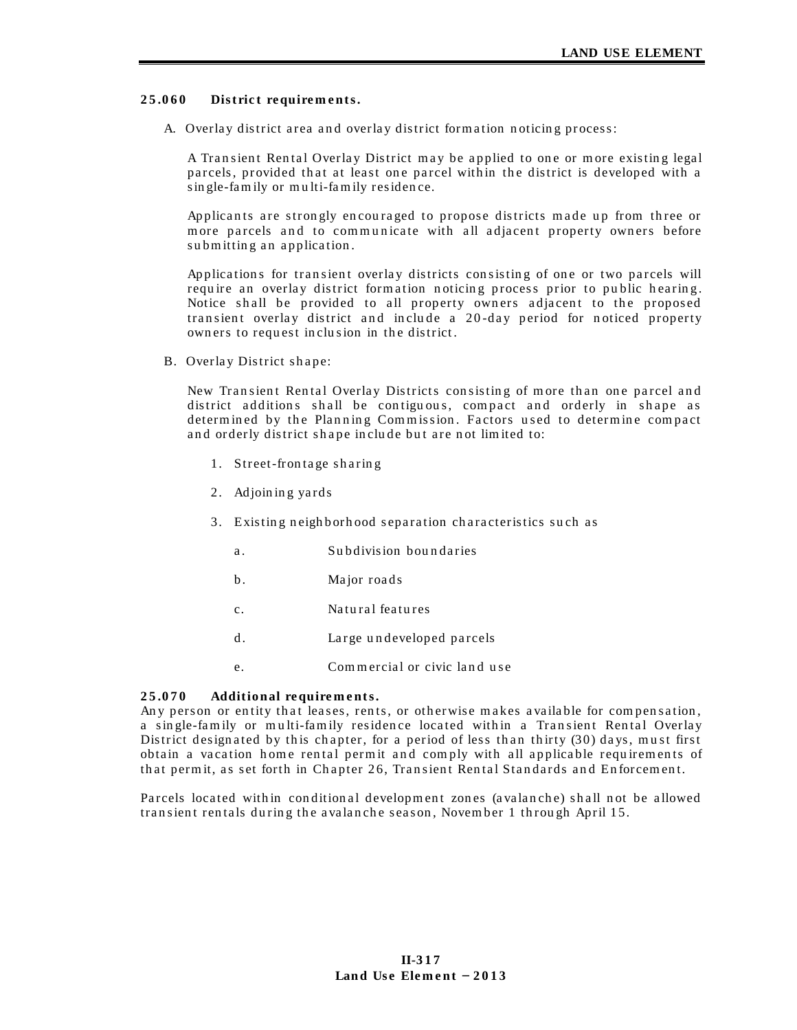### 25.060 District requirements.

A. Overlay district area and overlay district formation noticing process:

A Transient Rental Overlay District may be applied to one or more existing legal parcels, provided that at least one parcel within the district is developed with a single-family or multi-family residence.

Applicants are strongly encouraged to propose districts made up from three or more parcels and to communicate with all adjacent property owners before submitting an application.

Applications for transient overlay districts consisting of one or two parcels will require an overlay district formation noticing process prior to public hearing. Notice shall be provided to all property owners adjacent to the proposed transient overlay district and include a 20-day period for noticed property owners to request inclusion in the district.

B. Overlay District shape:

New Transient Rental Overlay Districts consisting of more than one parcel and district additions shall be contiguous, compact and orderly in shape as determined by the Planning Commission. Factors used to determine compact and orderly district shape include but are not limited to:

1. Street-frontage sharing
2. Adjoining yards
3. Existing neighborhood separation characteristics such as
   - a. Subdivision boundaries
   - b. Major roads
   - c. Natural features
   - d. Large undeveloped parcels
   - e. Commercial or civic land use

### 25.070 Additional requirements.

Any person or entity that leases, rents, or otherwise makes available for compensation, a single-family or multi-family residence located within a Transient Rental Overlay District designated by this chapter, for a period of less than thirty (30) days, must first obtain a vacation home rental permit and comply with all applicable requirements of that permit, as set forth in Chapter 26, Transient Rental Standards and Enforcement.

Parcels located within conditional development zones (avalanche) shall not be allowed transient rentals during the avalanche season, November 1 through April 15.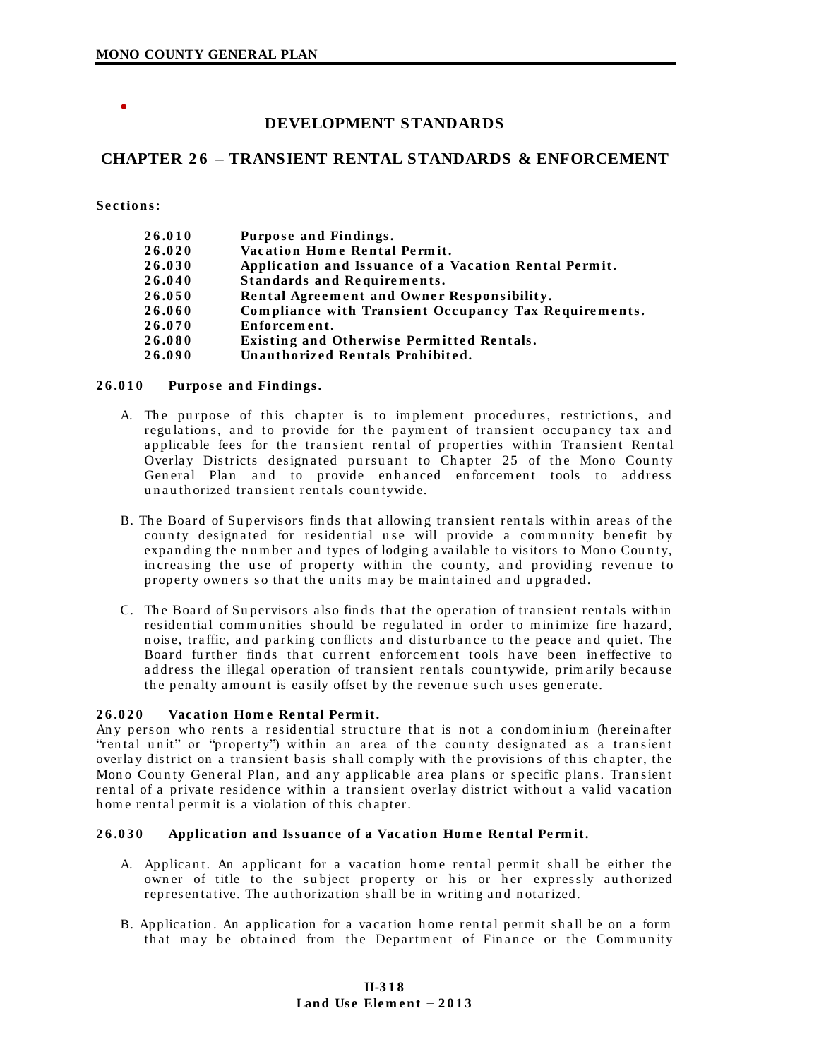# DEVELOPMENT STANDARDS

## CHAPTER 26 – TRANSIENT RENTAL STANDARDS & ENFORCEMENT

**Sections:**

| | |
|---|---|
| **26.010** | **Purpose and Findings.** |
| **26.020** | **Vacation Home Rental Permit.** |
| **26.030** | **Application and Issuance of a Vacation Rental Permit.** |
| **26.040** | **Standards and Requirements.** |
| **26.050** | **Rental Agreement and Owner Responsibility.** |
| **26.060** | **Compliance with Transient Occupancy Tax Requirements.** |
| **26.070** | **Enforcement.** |
| **26.080** | **Existing and Otherwise Permitted Rentals.** |
| **26.090** | **Unauthorized Rentals Prohibited.** |

### 26.010 Purpose and Findings.

A. The purpose of this chapter is to implement procedures, restrictions, and regulations, and to provide for the payment of transient occupancy tax and applicable fees for the transient rental of properties within Transient Rental Overlay Districts designated pursuant to Chapter 25 of the Mono County General Plan and to provide enhanced enforcement tools to address unauthorized transient rentals countywide.

B. The Board of Supervisors finds that allowing transient rentals within areas of the county designated for residential use will provide a community benefit by expanding the number and types of lodging available to visitors to Mono County, increasing the use of property within the county, and providing revenue to property owners so that the units may be maintained and upgraded.

C. The Board of Supervisors also finds that the operation of transient rentals within residential communities should be regulated in order to minimize fire hazard, noise, traffic, and parking conflicts and disturbance to the peace and quiet. The Board further finds that current enforcement tools have been ineffective to address the illegal operation of transient rentals countywide, primarily because the penalty amount is easily offset by the revenue such uses generate.

### 26.020 Vacation Home Rental Permit.

Any person who rents a residential structure that is not a condominium (hereinafter "rental unit" or "property") within an area of the county designated as a transient overlay district on a transient basis shall comply with the provisions of this chapter, the Mono County General Plan, and any applicable area plans or specific plans. Transient rental of a private residence within a transient overlay district without a valid vacation home rental permit is a violation of this chapter.

### 26.030 Application and Issuance of a Vacation Home Rental Permit.

A. Applicant. An applicant for a vacation home rental permit shall be either the owner of title to the subject property or his or her expressly authorized representative. The authorization shall be in writing and notarized.

B. Application. An application for a vacation home rental permit shall be on a form that may be obtained from the Department of Finance or the Community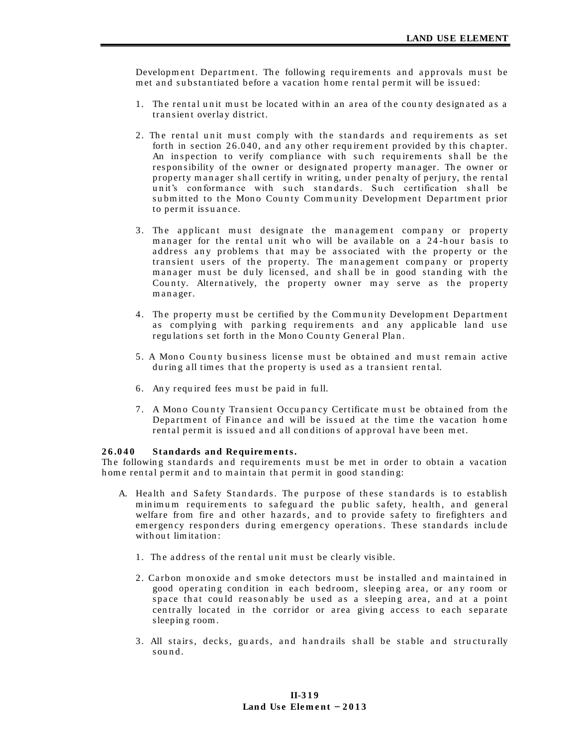Development Department. The following requirements and approvals must be met and substantiated before a vacation home rental permit will be issued:

1. The rental unit must be located within an area of the county designated as a transient overlay district.

2. The rental unit must comply with the standards and requirements as set forth in section 26.040, and any other requirement provided by this chapter. An inspection to verify compliance with such requirements shall be the responsibility of the owner or designated property manager. The owner or property manager shall certify in writing, under penalty of perjury, the rental unit's conformance with such standards. Such certification shall be submitted to the Mono County Community Development Department prior to permit issuance.

3. The applicant must designate the management company or property manager for the rental unit who will be available on a 24-hour basis to address any problems that may be associated with the property or the transient users of the property. The management company or property manager must be duly licensed, and shall be in good standing with the County. Alternatively, the property owner may serve as the property manager.

4. The property must be certified by the Community Development Department as complying with parking requirements and any applicable land use regulations set forth in the Mono County General Plan.

5. A Mono County business license must be obtained and must remain active during all times that the property is used as a transient rental.

6. Any required fees must be paid in full.

7. A Mono County Transient Occupancy Certificate must be obtained from the Department of Finance and will be issued at the time the vacation home rental permit is issued and all conditions of approval have been met.

**26.040 Standards and Requirements.**
The following standards and requirements must be met in order to obtain a vacation home rental permit and to maintain that permit in good standing:

A. Health and Safety Standards. The purpose of these standards is to establish minimum requirements to safeguard the public safety, health, and general welfare from fire and other hazards, and to provide safety to firefighters and emergency responders during emergency operations. These standards include without limitation:

   1. The address of the rental unit must be clearly visible.

   2. Carbon monoxide and smoke detectors must be installed and maintained in good operating condition in each bedroom, sleeping area, or any room or space that could reasonably be used as a sleeping area, and at a point centrally located in the corridor or area giving access to each separate sleeping room.

   3. All stairs, decks, guards, and handrails shall be stable and structurally sound.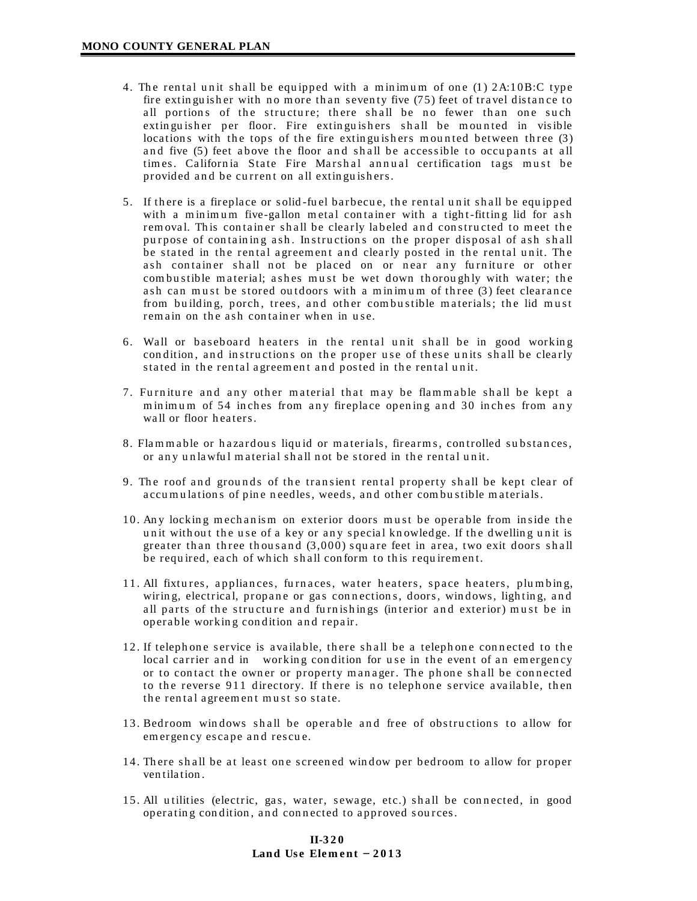4. The rental unit shall be equipped with a minimum of one (1) 2A:10B:C type fire extinguisher with no more than seventy five (75) feet of travel distance to all portions of the structure; there shall be no fewer than one such extinguisher per floor. Fire extinguishers shall be mounted in visible locations with the tops of the fire extinguishers mounted between three (3) and five (5) feet above the floor and shall be accessible to occupants at all times. California State Fire Marshal annual certification tags must be provided and be current on all extinguishers.

5. If there is a fireplace or solid-fuel barbecue, the rental unit shall be equipped with a minimum five-gallon metal container with a tight-fitting lid for ash removal. This container shall be clearly labeled and constructed to meet the purpose of containing ash. Instructions on the proper disposal of ash shall be stated in the rental agreement and clearly posted in the rental unit. The ash container shall not be placed on or near any furniture or other combustible material; ashes must be wet down thoroughly with water; the ash can must be stored outdoors with a minimum of three (3) feet clearance from building, porch, trees, and other combustible materials; the lid must remain on the ash container when in use.

6. Wall or baseboard heaters in the rental unit shall be in good working condition, and instructions on the proper use of these units shall be clearly stated in the rental agreement and posted in the rental unit.

7. Furniture and any other material that may be flammable shall be kept a minimum of 54 inches from any fireplace opening and 30 inches from any wall or floor heaters.

8. Flammable or hazardous liquid or materials, firearms, controlled substances, or any unlawful material shall not be stored in the rental unit.

9. The roof and grounds of the transient rental property shall be kept clear of accumulations of pine needles, weeds, and other combustible materials.

10. Any locking mechanism on exterior doors must be operable from inside the unit without the use of a key or any special knowledge. If the dwelling unit is greater than three thousand (3,000) square feet in area, two exit doors shall be required, each of which shall conform to this requirement.

11. All fixtures, appliances, furnaces, water heaters, space heaters, plumbing, wiring, electrical, propane or gas connections, doors, windows, lighting, and all parts of the structure and furnishings (interior and exterior) must be in operable working condition and repair.

12. If telephone service is available, there shall be a telephone connected to the local carrier and in working condition for use in the event of an emergency or to contact the owner or property manager. The phone shall be connected to the reverse 911 directory. If there is no telephone service available, then the rental agreement must so state.

13. Bedroom windows shall be operable and free of obstructions to allow for emergency escape and rescue.

14. There shall be at least one screened window per bedroom to allow for proper ventilation.

15. All utilities (electric, gas, water, sewage, etc.) shall be connected, in good operating condition, and connected to approved sources.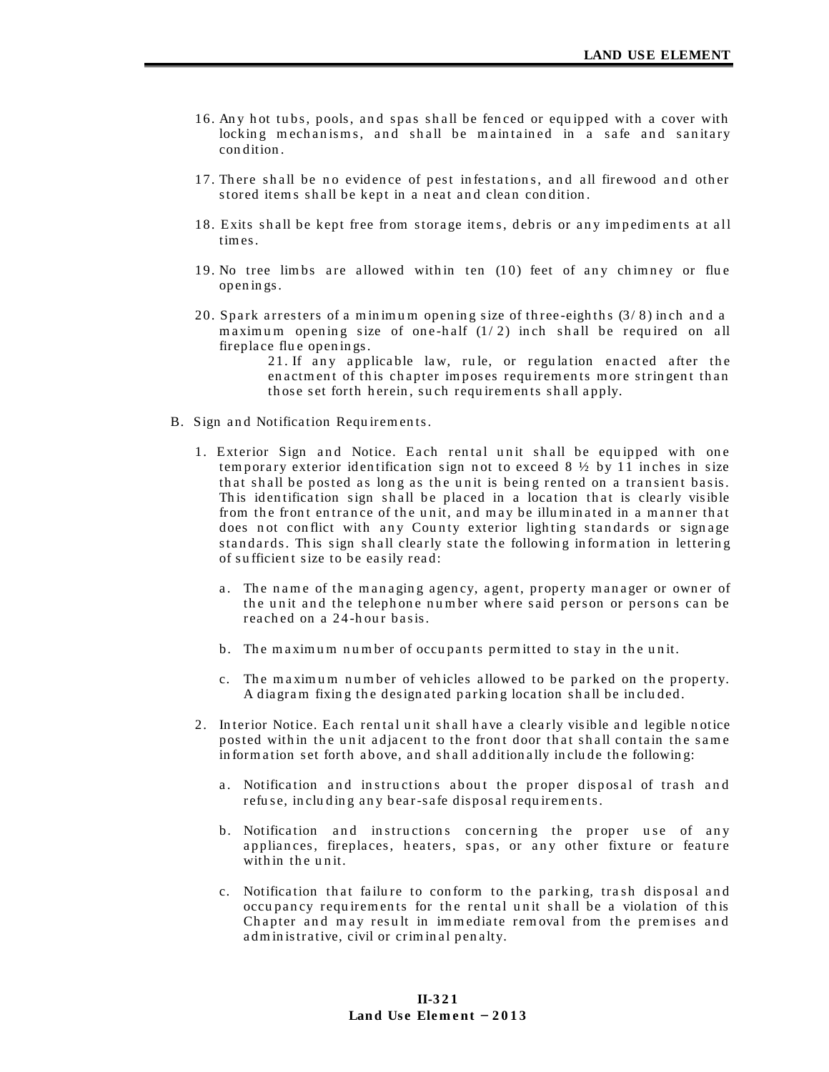16. Any hot tubs, pools, and spas shall be fenced or equipped with a cover with locking mechanisms, and shall be maintained in a safe and sanitary condition.

17. There shall be no evidence of pest infestations, and all firewood and other stored items shall be kept in a neat and clean condition.

18. Exits shall be kept free from storage items, debris or any impediments at all times.

19. No tree limbs are allowed within ten (10) feet of any chimney or flue openings.

20. Spark arresters of a minimum opening size of three-eighths (3/8) inch and a maximum opening size of one-half (1/2) inch shall be required on all fireplace flue openings.

21. If any applicable law, rule, or regulation enacted after the enactment of this chapter imposes requirements more stringent than those set forth herein, such requirements shall apply.

B. Sign and Notification Requirements.

1. Exterior Sign and Notice. Each rental unit shall be equipped with one temporary exterior identification sign not to exceed 8 ½ by 11 inches in size that shall be posted as long as the unit is being rented on a transient basis. This identification sign shall be placed in a location that is clearly visible from the front entrance of the unit, and may be illuminated in a manner that does not conflict with any County exterior lighting standards or signage standards. This sign shall clearly state the following information in lettering of sufficient size to be easily read:

   a. The name of the managing agency, agent, property manager or owner of the unit and the telephone number where said person or persons can be reached on a 24-hour basis.

   b. The maximum number of occupants permitted to stay in the unit.

   c. The maximum number of vehicles allowed to be parked on the property. A diagram fixing the designated parking location shall be included.

2. Interior Notice. Each rental unit shall have a clearly visible and legible notice posted within the unit adjacent to the front door that shall contain the same information set forth above, and shall additionally include the following:

   a. Notification and instructions about the proper disposal of trash and refuse, including any bear-safe disposal requirements.

   b. Notification and instructions concerning the proper use of any appliances, fireplaces, heaters, spas, or any other fixture or feature within the unit.

   c. Notification that failure to conform to the parking, trash disposal and occupancy requirements for the rental unit shall be a violation of this Chapter and may result in immediate removal from the premises and administrative, civil or criminal penalty.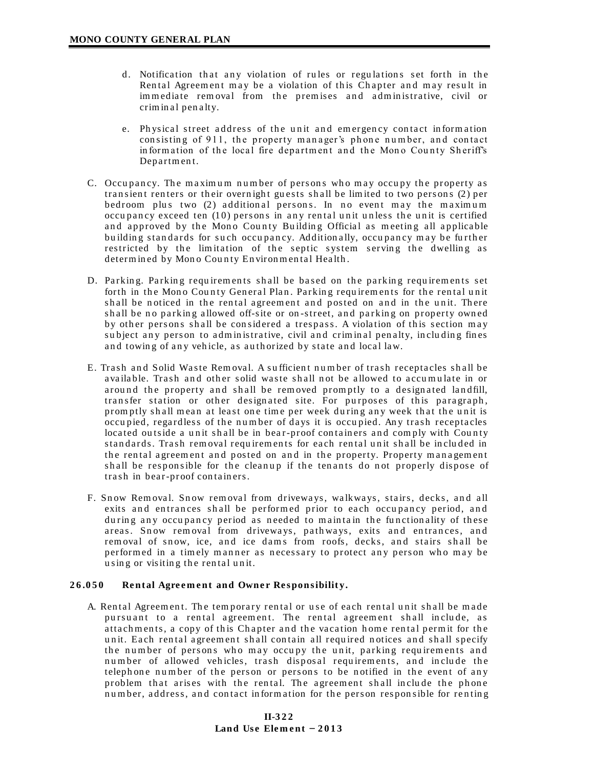d. Notification that any violation of rules or regulations set forth in the Rental Agreement may be a violation of this Chapter and may result in immediate removal from the premises and administrative, civil or criminal penalty.

e. Physical street address of the unit and emergency contact information consisting of 911, the property manager's phone number, and contact information of the local fire department and the Mono County Sheriff's Department.

C. Occupancy. The maximum number of persons who may occupy the property as transient renters or their overnight guests shall be limited to two persons (2) per bedroom plus two (2) additional persons. In no event may the maximum occupancy exceed ten (10) persons in any rental unit unless the unit is certified and approved by the Mono County Building Official as meeting all applicable building standards for such occupancy. Additionally, occupancy may be further restricted by the limitation of the septic system serving the dwelling as determined by Mono County Environmental Health.

D. Parking. Parking requirements shall be based on the parking requirements set forth in the Mono County General Plan. Parking requirements for the rental unit shall be noticed in the rental agreement and posted on and in the unit. There shall be no parking allowed off-site or on-street, and parking on property owned by other persons shall be considered a trespass. A violation of this section may subject any person to administrative, civil and criminal penalty, including fines and towing of any vehicle, as authorized by state and local law.

E. Trash and Solid Waste Removal. A sufficient number of trash receptacles shall be available. Trash and other solid waste shall not be allowed to accumulate in or around the property and shall be removed promptly to a designated landfill, transfer station or other designated site. For purposes of this paragraph, promptly shall mean at least one time per week during any week that the unit is occupied, regardless of the number of days it is occupied. Any trash receptacles located outside a unit shall be in bear-proof containers and comply with County standards. Trash removal requirements for each rental unit shall be included in the rental agreement and posted on and in the property. Property management shall be responsible for the cleanup if the tenants do not properly dispose of trash in bear-proof containers.

F. Snow Removal. Snow removal from driveways, walkways, stairs, decks, and all exits and entrances shall be performed prior to each occupancy period, and during any occupancy period as needed to maintain the functionality of these areas. Snow removal from driveways, pathways, exits and entrances, and removal of snow, ice, and ice dams from roofs, decks, and stairs shall be performed in a timely manner as necessary to protect any person who may be using or visiting the rental unit.

### 26.050 Rental Agreement and Owner Responsibility.

A. Rental Agreement. The temporary rental or use of each rental unit shall be made pursuant to a rental agreement. The rental agreement shall include, as attachments, a copy of this Chapter and the vacation home rental permit for the unit. Each rental agreement shall contain all required notices and shall specify the number of persons who may occupy the unit, parking requirements and number of allowed vehicles, trash disposal requirements, and include the telephone number of the person or persons to be notified in the event of any problem that arises with the rental. The agreement shall include the phone number, address, and contact information for the person responsible for renting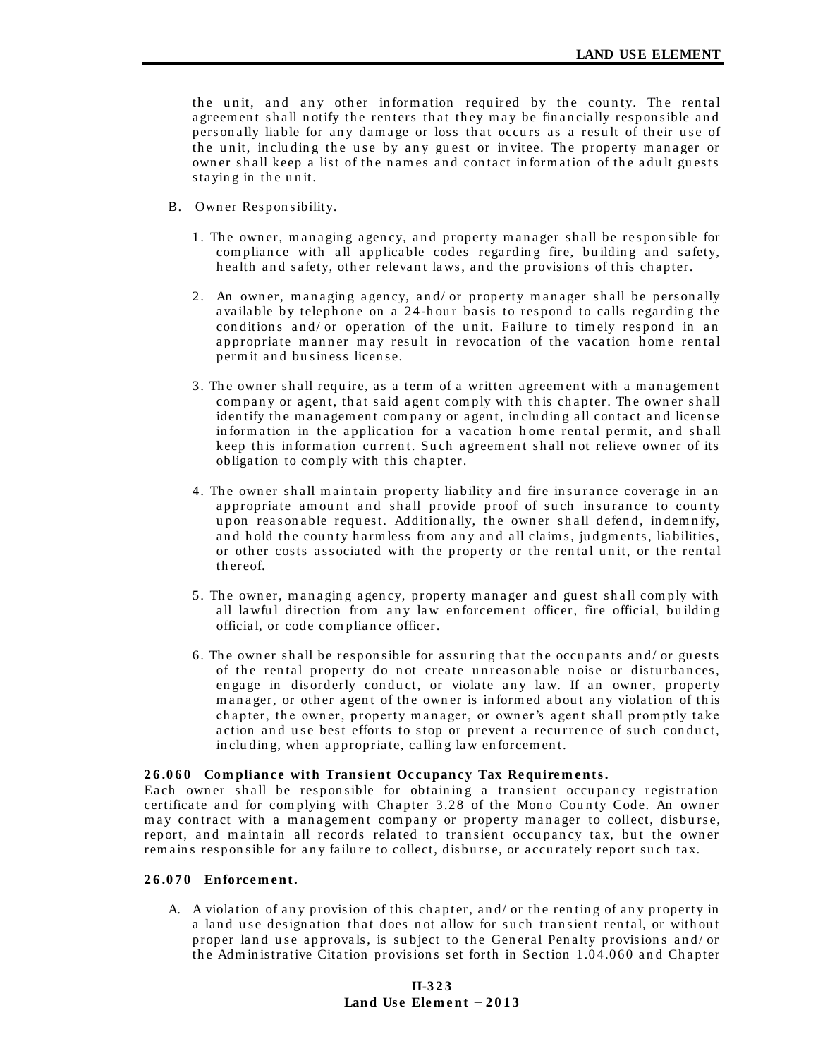the unit, and any other information required by the county. The rental agreement shall notify the renters that they may be financially responsible and personally liable for any damage or loss that occurs as a result of their use of the unit, including the use by any guest or invitee. The property manager or owner shall keep a list of the names and contact information of the adult guests staying in the unit.

B. Owner Responsibility.

1. The owner, managing agency, and property manager shall be responsible for compliance with all applicable codes regarding fire, building and safety, health and safety, other relevant laws, and the provisions of this chapter.

2. An owner, managing agency, and/or property manager shall be personally available by telephone on a 24-hour basis to respond to calls regarding the conditions and/or operation of the unit. Failure to timely respond in an appropriate manner may result in revocation of the vacation home rental permit and business license.

3. The owner shall require, as a term of a written agreement with a management company or agent, that said agent comply with this chapter. The owner shall identify the management company or agent, including all contact and license information in the application for a vacation home rental permit, and shall keep this information current. Such agreement shall not relieve owner of its obligation to comply with this chapter.

4. The owner shall maintain property liability and fire insurance coverage in an appropriate amount and shall provide proof of such insurance to county upon reasonable request. Additionally, the owner shall defend, indemnify, and hold the county harmless from any and all claims, judgments, liabilities, or other costs associated with the property or the rental unit, or the rental thereof.

5. The owner, managing agency, property manager and guest shall comply with all lawful direction from any law enforcement officer, fire official, building official, or code compliance officer.

6. The owner shall be responsible for assuring that the occupants and/or guests of the rental property do not create unreasonable noise or disturbances, engage in disorderly conduct, or violate any law. If an owner, property manager, or other agent of the owner is informed about any violation of this chapter, the owner, property manager, or owner's agent shall promptly take action and use best efforts to stop or prevent a recurrence of such conduct, including, when appropriate, calling law enforcement.

**26.060 Compliance with Transient Occupancy Tax Requirements.**
Each owner shall be responsible for obtaining a transient occupancy registration certificate and for complying with Chapter 3.28 of the Mono County Code. An owner may contract with a management company or property manager to collect, disburse, report, and maintain all records related to transient occupancy tax, but the owner remains responsible for any failure to collect, disburse, or accurately report such tax.

**26.070 Enforcement.**

A. A violation of any provision of this chapter, and/or the renting of any property in a land use designation that does not allow for such transient rental, or without proper land use approvals, is subject to the General Penalty provisions and/or the Administrative Citation provisions set forth in Section 1.04.060 and Chapter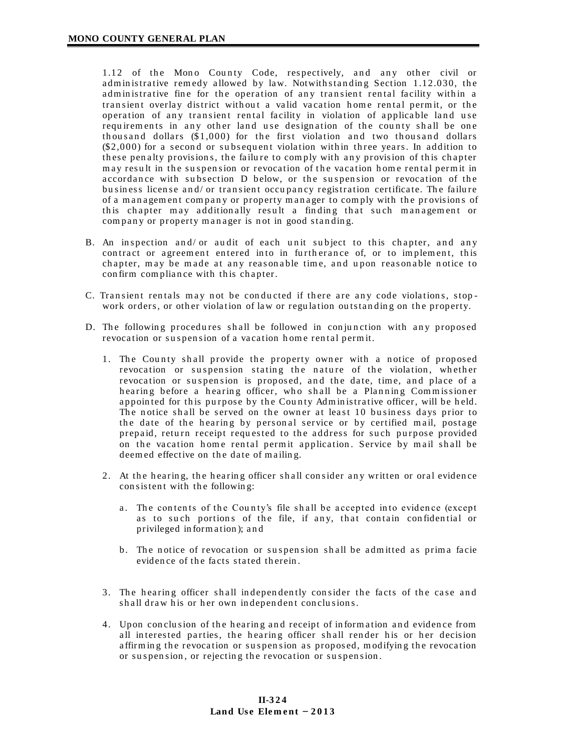1.12 of the Mono County Code, respectively, and any other civil or administrative remedy allowed by law. Notwithstanding Section 1.12.030, the administrative fine for the operation of any transient rental facility within a transient overlay district without a valid vacation home rental permit, or the operation of any transient rental facility in violation of applicable land use requirements in any other land use designation of the county shall be one thousand dollars ($1,000) for the first violation and two thousand dollars ($2,000) for a second or subsequent violation within three years. In addition to these penalty provisions, the failure to comply with any provision of this chapter may result in the suspension or revocation of the vacation home rental permit in accordance with subsection D below, or the suspension or revocation of the business license and/or transient occupancy registration certificate. The failure of a management company or property manager to comply with the provisions of this chapter may additionally result a finding that such management or company or property manager is not in good standing.

B. An inspection and/or audit of each unit subject to this chapter, and any contract or agreement entered into in furtherance of, or to implement, this chapter, may be made at any reasonable time, and upon reasonable notice to confirm compliance with this chapter.

C. Transient rentals may not be conducted if there are any code violations, stop-work orders, or other violation of law or regulation outstanding on the property.

D. The following procedures shall be followed in conjunction with any proposed revocation or suspension of a vacation home rental permit.

   1. The County shall provide the property owner with a notice of proposed revocation or suspension stating the nature of the violation, whether revocation or suspension is proposed, and the date, time, and place of a hearing before a hearing officer, who shall be a Planning Commissioner appointed for this purpose by the County Administrative officer, will be held. The notice shall be served on the owner at least 10 business days prior to the date of the hearing by personal service or by certified mail, postage prepaid, return receipt requested to the address for such purpose provided on the vacation home rental permit application. Service by mail shall be deemed effective on the date of mailing.

   2. At the hearing, the hearing officer shall consider any written or oral evidence consistent with the following:

      a. The contents of the County's file shall be accepted into evidence (except as to such portions of the file, if any, that contain confidential or privileged information); and

      b. The notice of revocation or suspension shall be admitted as prima facie evidence of the facts stated therein.

   3. The hearing officer shall independently consider the facts of the case and shall draw his or her own independent conclusions.

   4. Upon conclusion of the hearing and receipt of information and evidence from all interested parties, the hearing officer shall render his or her decision affirming the revocation or suspension as proposed, modifying the revocation or suspension, or rejecting the revocation or suspension.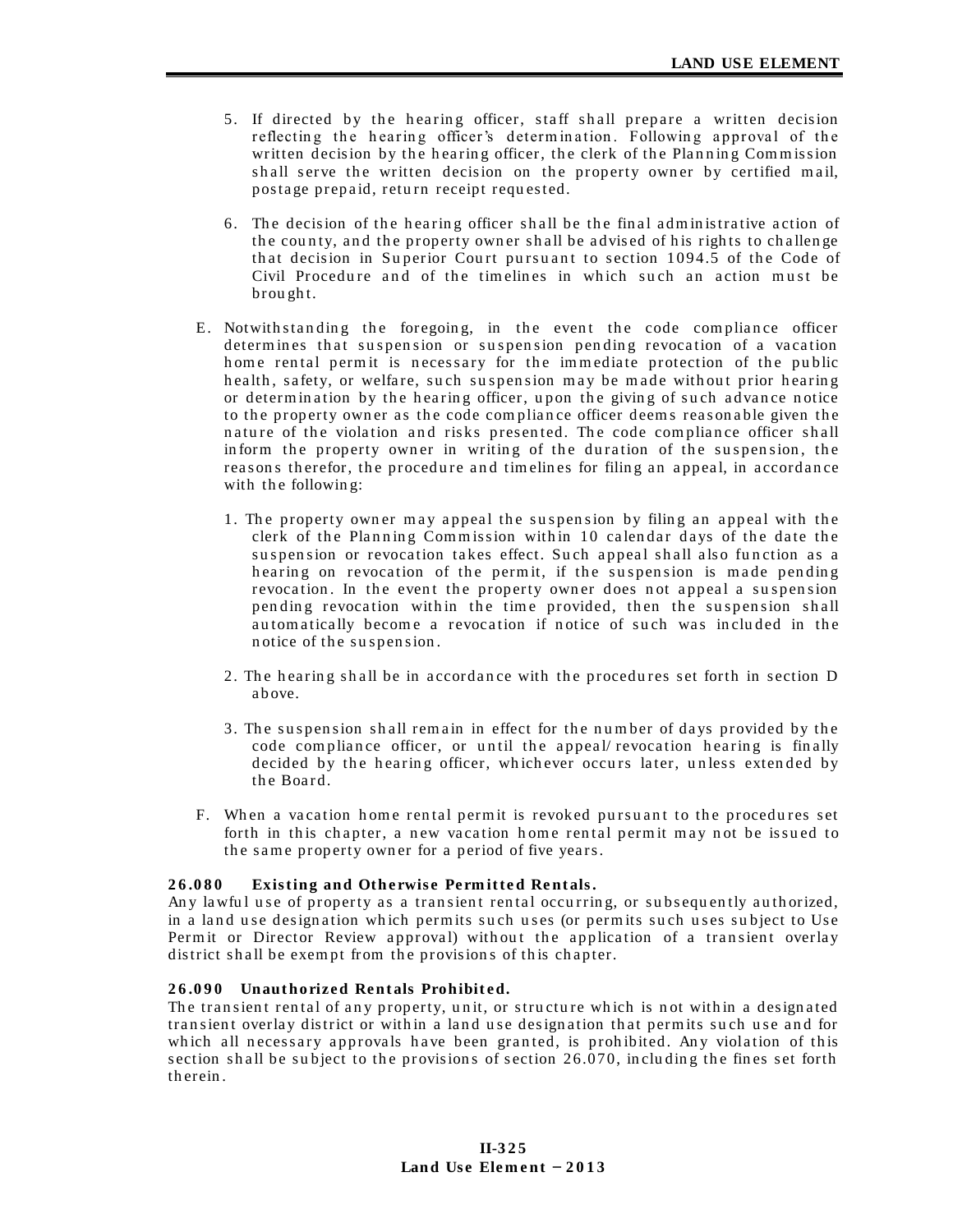5. If directed by the hearing officer, staff shall prepare a written decision reflecting the hearing officer's determination. Following approval of the written decision by the hearing officer, the clerk of the Planning Commission shall serve the written decision on the property owner by certified mail, postage prepaid, return receipt requested.

6. The decision of the hearing officer shall be the final administrative action of the county, and the property owner shall be advised of his rights to challenge that decision in Superior Court pursuant to section 1094.5 of the Code of Civil Procedure and of the timelines in which such an action must be brought.

E. Notwithstanding the foregoing, in the event the code compliance officer determines that suspension or suspension pending revocation of a vacation home rental permit is necessary for the immediate protection of the public health, safety, or welfare, such suspension may be made without prior hearing or determination by the hearing officer, upon the giving of such advance notice to the property owner as the code compliance officer deems reasonable given the nature of the violation and risks presented. The code compliance officer shall inform the property owner in writing of the duration of the suspension, the reasons therefor, the procedure and timelines for filing an appeal, in accordance with the following:

1. The property owner may appeal the suspension by filing an appeal with the clerk of the Planning Commission within 10 calendar days of the date the suspension or revocation takes effect. Such appeal shall also function as a hearing on revocation of the permit, if the suspension is made pending revocation. In the event the property owner does not appeal a suspension pending revocation within the time provided, then the suspension shall automatically become a revocation if notice of such was included in the notice of the suspension.

2. The hearing shall be in accordance with the procedures set forth in section D above.

3. The suspension shall remain in effect for the number of days provided by the code compliance officer, or until the appeal/revocation hearing is finally decided by the hearing officer, whichever occurs later, unless extended by the Board.

F. When a vacation home rental permit is revoked pursuant to the procedures set forth in this chapter, a new vacation home rental permit may not be issued to the same property owner for a period of five years.

**26.080 Existing and Otherwise Permitted Rentals.**
Any lawful use of property as a transient rental occurring, or subsequently authorized, in a land use designation which permits such uses (or permits such uses subject to Use Permit or Director Review approval) without the application of a transient overlay district shall be exempt from the provisions of this chapter.

**26.090 Unauthorized Rentals Prohibited.**
The transient rental of any property, unit, or structure which is not within a designated transient overlay district or within a land use designation that permits such use and for which all necessary approvals have been granted, is prohibited. Any violation of this section shall be subject to the provisions of section 26.070, including the fines set forth therein.